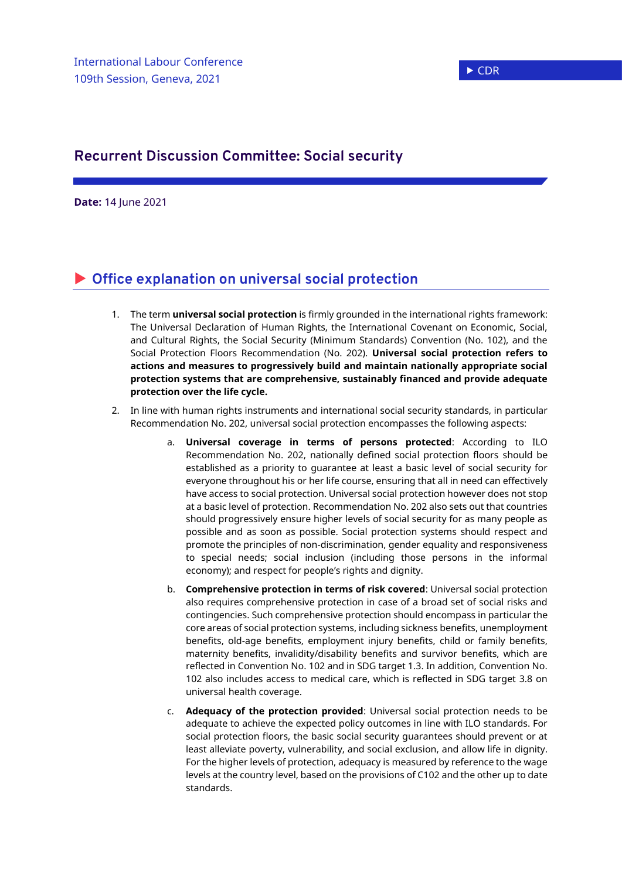International Labour Conference
109th Session, Geneva, 2021

▶ CDR

# Recurrent Discussion Committee: Social security

**Date:** 14 June 2021

## ▶ Office explanation on universal social protection

1. The term **universal social protection** is firmly grounded in the international rights framework: The Universal Declaration of Human Rights, the International Covenant on Economic, Social, and Cultural Rights, the Social Security (Minimum Standards) Convention (No. 102), and the Social Protection Floors Recommendation (No. 202). **Universal social protection refers to actions and measures to progressively build and maintain nationally appropriate social protection systems that are comprehensive, sustainably financed and provide adequate protection over the life cycle.**

2. In line with human rights instruments and international social security standards, in particular Recommendation No. 202, universal social protection encompasses the following aspects:

   a. **Universal coverage in terms of persons protected**: According to ILO Recommendation No. 202, nationally defined social protection floors should be established as a priority to guarantee at least a basic level of social security for everyone throughout his or her life course, ensuring that all in need can effectively have access to social protection. Universal social protection however does not stop at a basic level of protection. Recommendation No. 202 also sets out that countries should progressively ensure higher levels of social security for as many people as possible and as soon as possible. Social protection systems should respect and promote the principles of non-discrimination, gender equality and responsiveness to special needs; social inclusion (including those persons in the informal economy); and respect for people's rights and dignity.

   b. **Comprehensive protection in terms of risk covered**: Universal social protection also requires comprehensive protection in case of a broad set of social risks and contingencies. Such comprehensive protection should encompass in particular the core areas of social protection systems, including sickness benefits, unemployment benefits, old-age benefits, employment injury benefits, child or family benefits, maternity benefits, invalidity/disability benefits and survivor benefits, which are reflected in Convention No. 102 and in SDG target 1.3. In addition, Convention No. 102 also includes access to medical care, which is reflected in SDG target 3.8 on universal health coverage.

   c. **Adequacy of the protection provided**: Universal social protection needs to be adequate to achieve the expected policy outcomes in line with ILO standards. For social protection floors, the basic social security guarantees should prevent or at least alleviate poverty, vulnerability, and social exclusion, and allow life in dignity. For the higher levels of protection, adequacy is measured by reference to the wage levels at the country level, based on the provisions of C102 and the other up to date standards.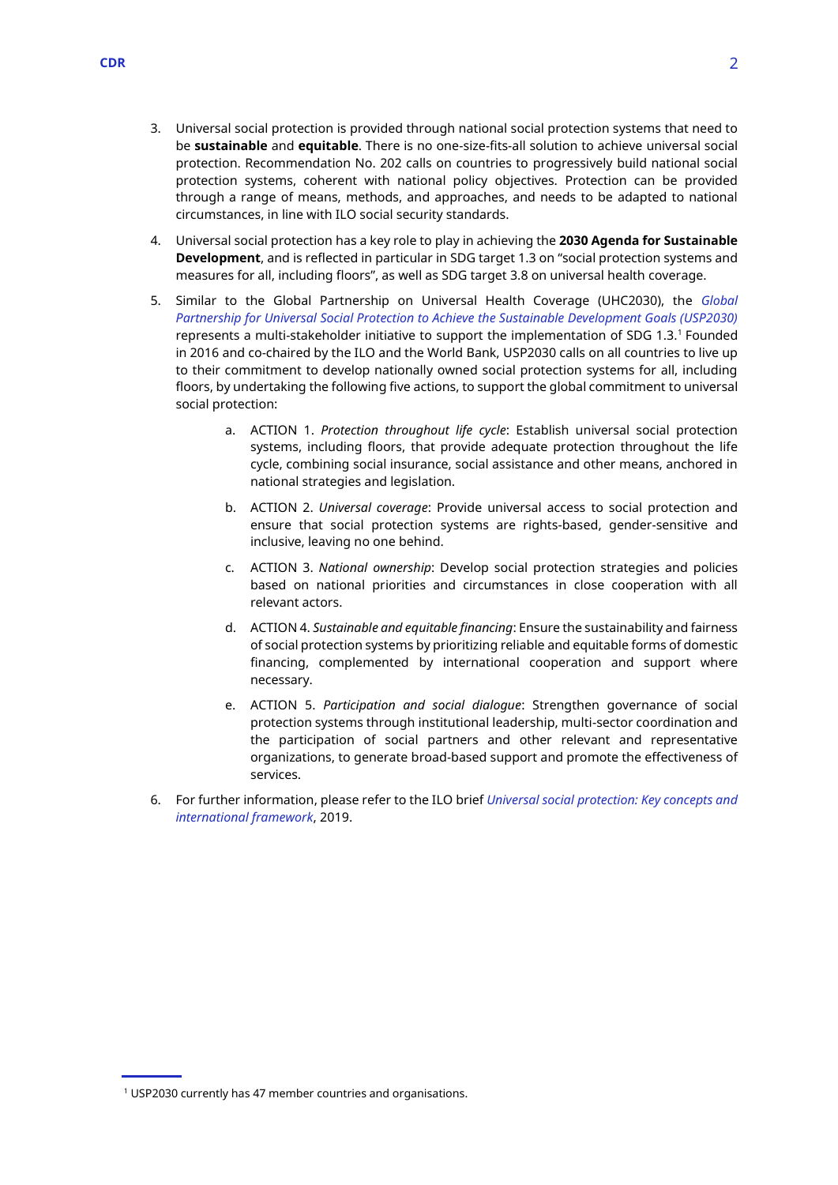3. Universal social protection is provided through national social protection systems that need to be **sustainable** and **equitable**. There is no one-size-fits-all solution to achieve universal social protection. Recommendation No. 202 calls on countries to progressively build national social protection systems, coherent with national policy objectives. Protection can be provided through a range of means, methods, and approaches, and needs to be adapted to national circumstances, in line with ILO social security standards.

4. Universal social protection has a key role to play in achieving the **2030 Agenda for Sustainable Development**, and is reflected in particular in SDG target 1.3 on "social protection systems and measures for all, including floors", as well as SDG target 3.8 on universal health coverage.

5. Similar to the Global Partnership on Universal Health Coverage (UHC2030), the *Global Partnership for Universal Social Protection to Achieve the Sustainable Development Goals (USP2030)* represents a multi-stakeholder initiative to support the implementation of SDG 1.3.[1] Founded in 2016 and co-chaired by the ILO and the World Bank, USP2030 calls on all countries to live up to their commitment to develop nationally owned social protection systems for all, including floors, by undertaking the following five actions, to support the global commitment to universal social protection:

   a. ACTION 1. *Protection throughout life cycle*: Establish universal social protection systems, including floors, that provide adequate protection throughout the life cycle, combining social insurance, social assistance and other means, anchored in national strategies and legislation.

   b. ACTION 2. *Universal coverage*: Provide universal access to social protection and ensure that social protection systems are rights-based, gender-sensitive and inclusive, leaving no one behind.

   c. ACTION 3. *National ownership*: Develop social protection strategies and policies based on national priorities and circumstances in close cooperation with all relevant actors.

   d. ACTION 4. *Sustainable and equitable financing*: Ensure the sustainability and fairness of social protection systems by prioritizing reliable and equitable forms of domestic financing, complemented by international cooperation and support where necessary.

   e. ACTION 5. *Participation and social dialogue*: Strengthen governance of social protection systems through institutional leadership, multi-sector coordination and the participation of social partners and other relevant and representative organizations, to generate broad-based support and promote the effectiveness of services.

6. For further information, please refer to the ILO brief *Universal social protection: Key concepts and international framework*, 2019.

[1] USP2030 currently has 47 member countries and organisations.